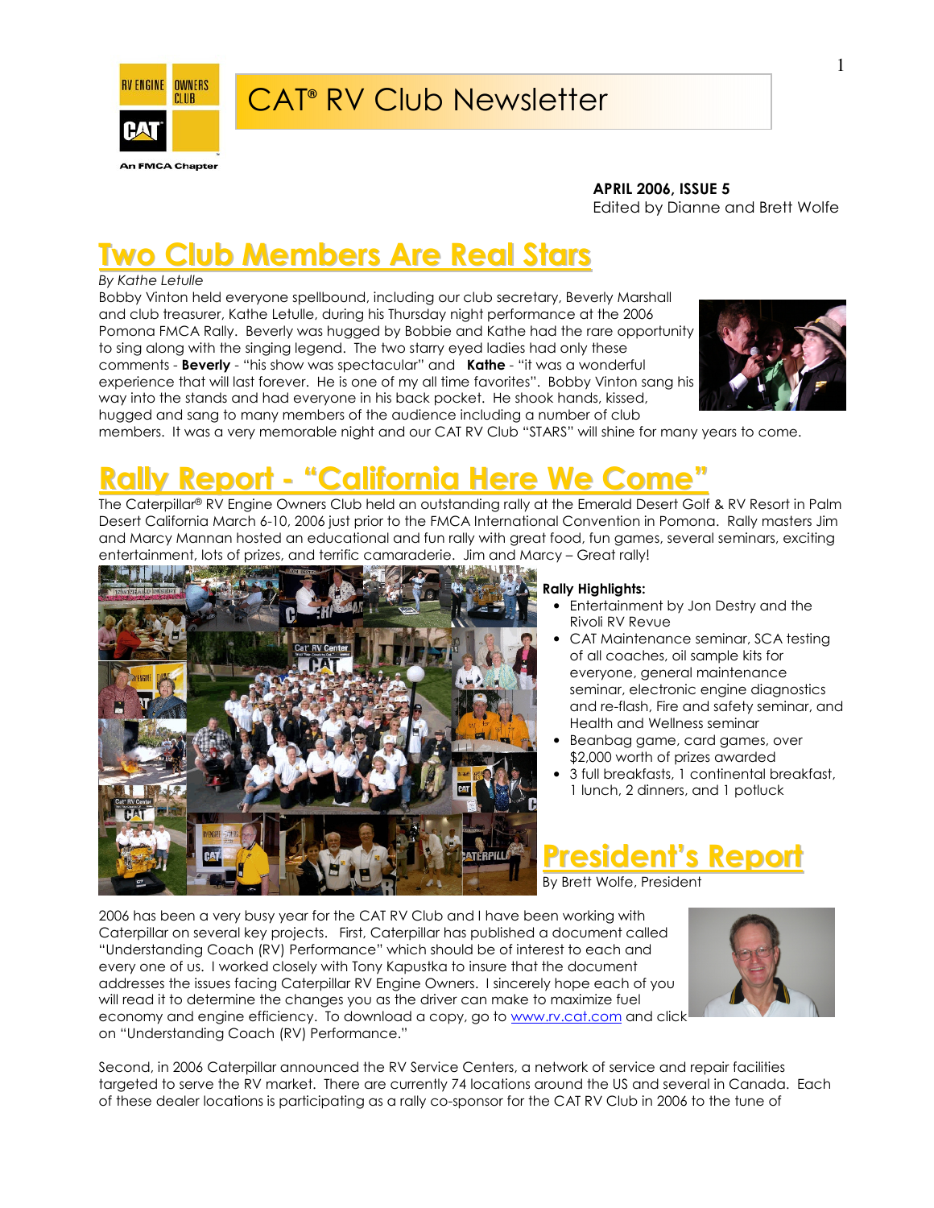# CAT® RV Club Newsletter

**APRIL 2006, ISSUE 5**
Edited by Dianne and Brett Wolfe

## Two Club Members Are Real Stars

*By Kathe Letulle*

Bobby Vinton held everyone spellbound, including our club secretary, Beverly Marshall and club treasurer, Kathe Letulle, during his Thursday night performance at the 2006 Pomona FMCA Rally. Beverly was hugged by Bobbie and Kathe had the rare opportunity to sing along with the singing legend. The two starry eyed ladies had only these comments - **Beverly** - "his show was spectacular" and **Kathe** - "it was a wonderful experience that will last forever. He is one of my all time favorites". Bobby Vinton sang his way into the stands and had everyone in his back pocket. He shook hands, kissed, hugged and sang to many members of the audience including a number of club members. It was a very memorable night and our CAT RV Club "STARS" will shine for many years to come.

## Rally Report - "California Here We Come"

The Caterpillar® RV Engine Owners Club held an outstanding rally at the Emerald Desert Golf & RV Resort in Palm Desert California March 6-10, 2006 just prior to the FMCA International Convention in Pomona. Rally masters Jim and Marcy Mannan hosted an educational and fun rally with great food, fun games, several seminars, exciting entertainment, lots of prizes, and terrific camaraderie. Jim and Marcy – Great rally!

**Rally Highlights:**

- Entertainment by Jon Destry and the Rivoli RV Revue
- CAT Maintenance seminar, SCA testing of all coaches, oil sample kits for everyone, general maintenance seminar, electronic engine diagnostics and re-flash, Fire and safety seminar, and Health and Wellness seminar
- Beanbag game, card games, over $2,000 worth of prizes awarded
- 3 full breakfasts, 1 continental breakfast, 1 lunch, 2 dinners, and 1 potluck

## President's Report

By Brett Wolfe, President

2006 has been a very busy year for the CAT RV Club and I have been working with Caterpillar on several key projects. First, Caterpillar has published a document called "Understanding Coach (RV) Performance" which should be of interest to each and every one of us. I worked closely with Tony Kapustka to insure that the document addresses the issues facing Caterpillar RV Engine Owners. I sincerely hope each of you will read it to determine the changes you as the driver can make to maximize fuel economy and engine efficiency. To download a copy, go to www.rv.cat.com and click on "Understanding Coach (RV) Performance."

Second, in 2006 Caterpillar announced the RV Service Centers, a network of service and repair facilities targeted to serve the RV market. There are currently 74 locations around the US and several in Canada. Each of these dealer locations is participating as a rally co-sponsor for the CAT RV Club in 2006 to the tune of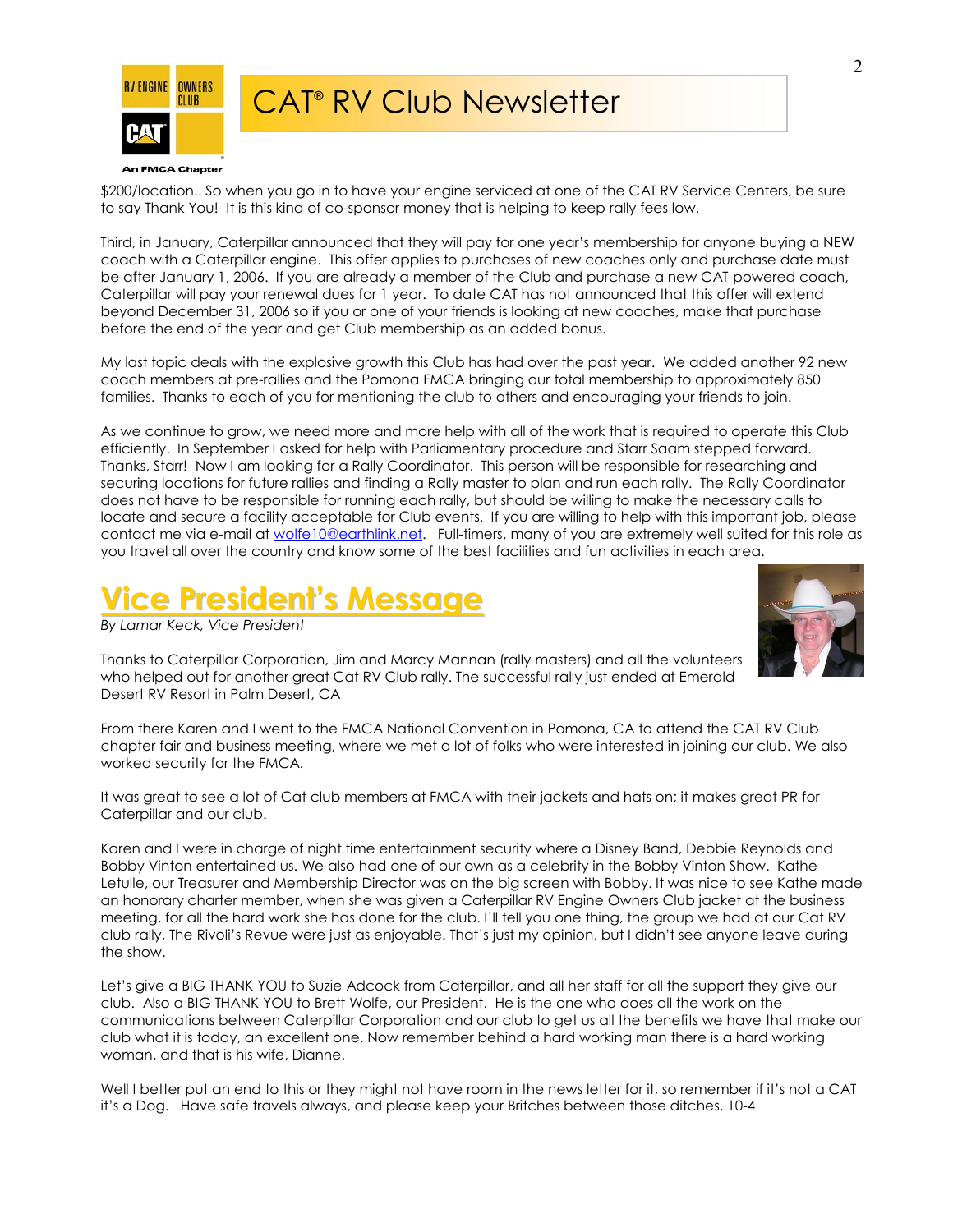$200/location. So when you go in to have your engine serviced at one of the CAT RV Service Centers, be sure to say Thank You! It is this kind of co-sponsor money that is helping to keep rally fees low.

Third, in January, Caterpillar announced that they will pay for one year's membership for anyone buying a NEW coach with a Caterpillar engine. This offer applies to purchases of new coaches only and purchase date must be after January 1, 2006. If you are already a member of the Club and purchase a new CAT-powered coach, Caterpillar will pay your renewal dues for 1 year. To date CAT has not announced that this offer will extend beyond December 31, 2006 so if you or one of your friends is looking at new coaches, make that purchase before the end of the year and get Club membership as an added bonus.

My last topic deals with the explosive growth this Club has had over the past year. We added another 92 new coach members at pre-rallies and the Pomona FMCA bringing our total membership to approximately 850 families. Thanks to each of you for mentioning the club to others and encouraging your friends to join.

As we continue to grow, we need more and more help with all of the work that is required to operate this Club efficiently. In September I asked for help with Parliamentary procedure and Starr Saam stepped forward. Thanks, Starr! Now I am looking for a Rally Coordinator. This person will be responsible for researching and securing locations for future rallies and finding a Rally master to plan and run each rally. The Rally Coordinator does not have to be responsible for running each rally, but should be willing to make the necessary calls to locate and secure a facility acceptable for Club events. If you are willing to help with this important job, please contact me via e-mail at wolfe10@earthlink.net. Full-timers, many of you are extremely well suited for this role as you travel all over the country and know some of the best facilities and fun activities in each area.

## Vice President's Message

*By Lamar Keck, Vice President*

Thanks to Caterpillar Corporation, Jim and Marcy Mannan (rally masters) and all the volunteers who helped out for another great Cat RV Club rally. The successful rally just ended at Emerald Desert RV Resort in Palm Desert, CA

From there Karen and I went to the FMCA National Convention in Pomona, CA to attend the CAT RV Club chapter fair and business meeting, where we met a lot of folks who were interested in joining our club. We also worked security for the FMCA.

It was great to see a lot of Cat club members at FMCA with their jackets and hats on; it makes great PR for Caterpillar and our club.

Karen and I were in charge of night time entertainment security where a Disney Band, Debbie Reynolds and Bobby Vinton entertained us. We also had one of our own as a celebrity in the Bobby Vinton Show. Kathe Letulle, our Treasurer and Membership Director was on the big screen with Bobby. It was nice to see Kathe made an honorary charter member, when she was given a Caterpillar RV Engine Owners Club jacket at the business meeting, for all the hard work she has done for the club. I'll tell you one thing, the group we had at our Cat RV club rally, The Rivoli's Revue were just as enjoyable. That's just my opinion, but I didn't see anyone leave during the show.

Let's give a BIG THANK YOU to Suzie Adcock from Caterpillar, and all her staff for all the support they give our club. Also a BIG THANK YOU to Brett Wolfe, our President. He is the one who does all the work on the communications between Caterpillar Corporation and our club to get us all the benefits we have that make our club what it is today, an excellent one. Now remember behind a hard working man there is a hard working woman, and that is his wife, Dianne.

Well I better put an end to this or they might not have room in the news letter for it, so remember if it's not a CAT it's a Dog. Have safe travels always, and please keep your Britches between those ditches. 10-4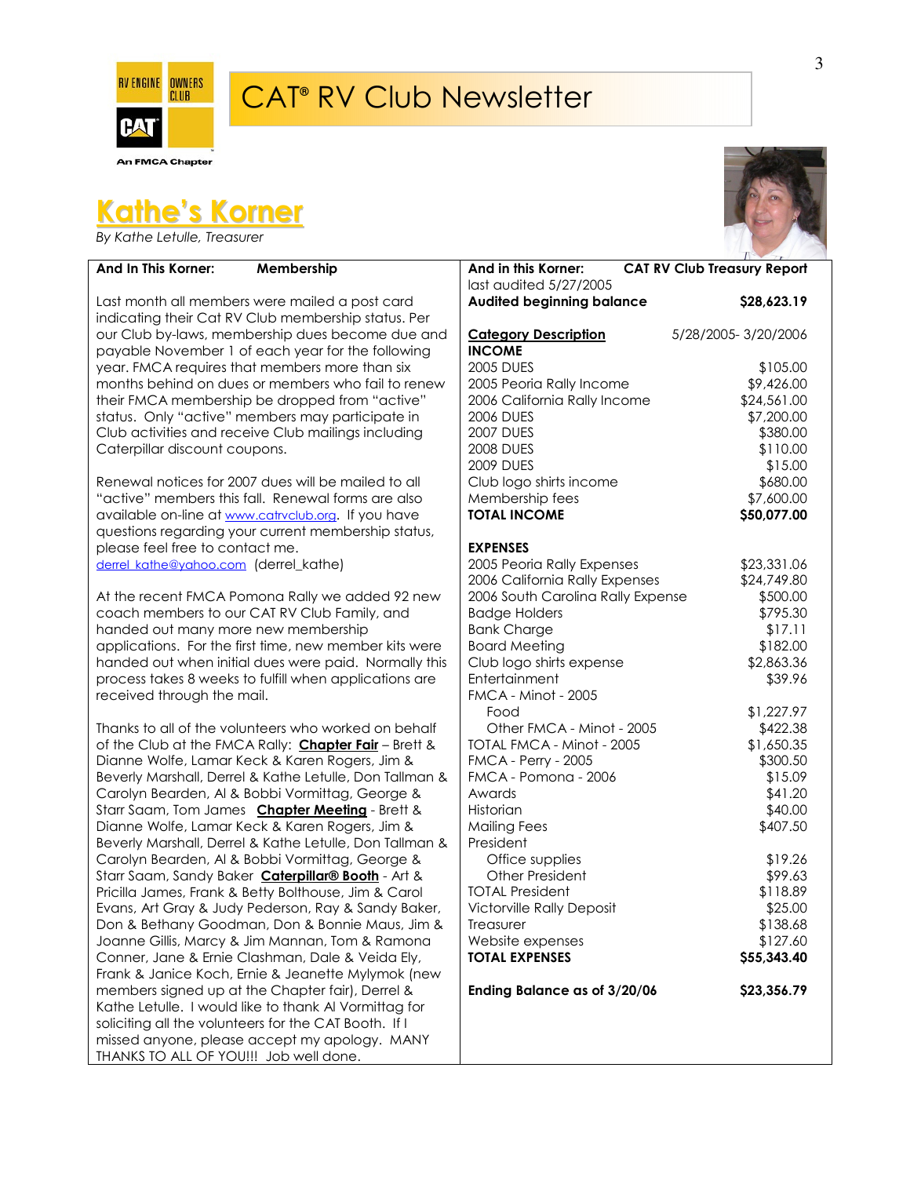# CAT® RV Club Newsletter

An FMCA Chapter

## Kathe's Korner

*By Kathe Letulle, Treasurer*

**And In This Korner: Membership**

Last month all members were mailed a post card indicating their Cat RV Club membership status. Per our Club by-laws, membership dues become due and payable November 1 of each year for the following year. FMCA requires that members more than six months behind on dues or members who fail to renew their FMCA membership be dropped from "active" status. Only "active" members may participate in Club activities and receive Club mailings including Caterpillar discount coupons.

Renewal notices for 2007 dues will be mailed to all "active" members this fall. Renewal forms are also available on-line at www.catrvclub.org. If you have questions regarding your current membership status, please feel free to contact me. derrel_kathe@yahoo.com (derrel_kathe)

At the recent FMCA Pomona Rally we added 92 new coach members to our CAT RV Club Family, and handed out many more new membership applications. For the first time, new member kits were handed out when initial dues were paid. Normally this process takes 8 weeks to fulfill when applications are received through the mail.

Thanks to all of the volunteers who worked on behalf of the Club at the FMCA Rally: **Chapter Fair** – Brett & Dianne Wolfe, Lamar Keck & Karen Rogers, Jim & Beverly Marshall, Derrel & Kathe Letulle, Don Tallman & Carolyn Bearden, Al & Bobbi Vormittag, George & Starr Saam, Tom James **Chapter Meeting** - Brett & Dianne Wolfe, Lamar Keck & Karen Rogers, Jim & Beverly Marshall, Derrel & Kathe Letulle, Don Tallman & Carolyn Bearden, Al & Bobbi Vormittag, George & Starr Saam, Sandy Baker **Caterpillar® Booth** - Art & Pricilla James, Frank & Betty Bolthouse, Jim & Carol Evans, Art Gray & Judy Pederson, Ray & Sandy Baker, Don & Bethany Goodman, Don & Bonnie Maus, Jim & Joanne Gillis, Marcy & Jim Mannan, Tom & Ramona Conner, Jane & Ernie Clashman, Dale & Veida Ely, Frank & Janice Koch, Ernie & Jeanette Mylymok (new members signed up at the Chapter fair), Derrel & Kathe Letulle. I would like to thank Al Vormittag for soliciting all the volunteers for the CAT Booth. If I missed anyone, please accept my apology. MANY THANKS TO ALL OF YOU!!! Job well done.

**And in this Korner: CAT RV Club Treasury Report**

last audited 5/27/2005

| **Audited beginning balance** | **$28,623.19** |
|---|---|
| **Category Description** | 5/28/2005- 3/20/2006 |
| **INCOME** | |
| 2005 DUES | $105.00 |
| 2005 Peoria Rally Income | $9,426.00 |
| 2006 California Rally Income | $24,561.00 |
| 2006 DUES | $7,200.00 |
| 2007 DUES | $380.00 |
| 2008 DUES | $110.00 |
| 2009 DUES | $15.00 |
| Club logo shirts income | $680.00 |
| Membership fees | $7,600.00 |
| **TOTAL INCOME** | **$50,077.00** |
| **EXPENSES** | |
| 2005 Peoria Rally Expenses | $23,331.06 |
| 2006 California Rally Expenses | $24,749.80 |
| 2006 South Carolina Rally Expense | $500.00 |
| Badge Holders | $795.30 |
| Bank Charge | $17.11 |
| Board Meeting | $182.00 |
| Club logo shirts expense | $2,863.36 |
| Entertainment | $39.96 |
| FMCA - Minot - 2005 | |
| Food | $1,227.97 |
| Other FMCA - Minot - 2005 | $422.38 |
| TOTAL FMCA - Minot - 2005 | $1,650.35 |
| FMCA - Perry - 2005 | $300.50 |
| FMCA - Pomona - 2006 | $15.09 |
| Awards | $41.20 |
| Historian | $40.00 |
| Mailing Fees | $407.50 |
| President | |
| Office supplies | $19.26 |
| Other President | $99.63 |
| TOTAL President | $118.89 |
| Victorville Rally Deposit | $25.00 |
| Treasurer | $138.68 |
| Website expenses | $127.60 |
| **TOTAL EXPENSES** | **$55,343.40** |
| **Ending Balance as of 3/20/06** | **$23,356.79** |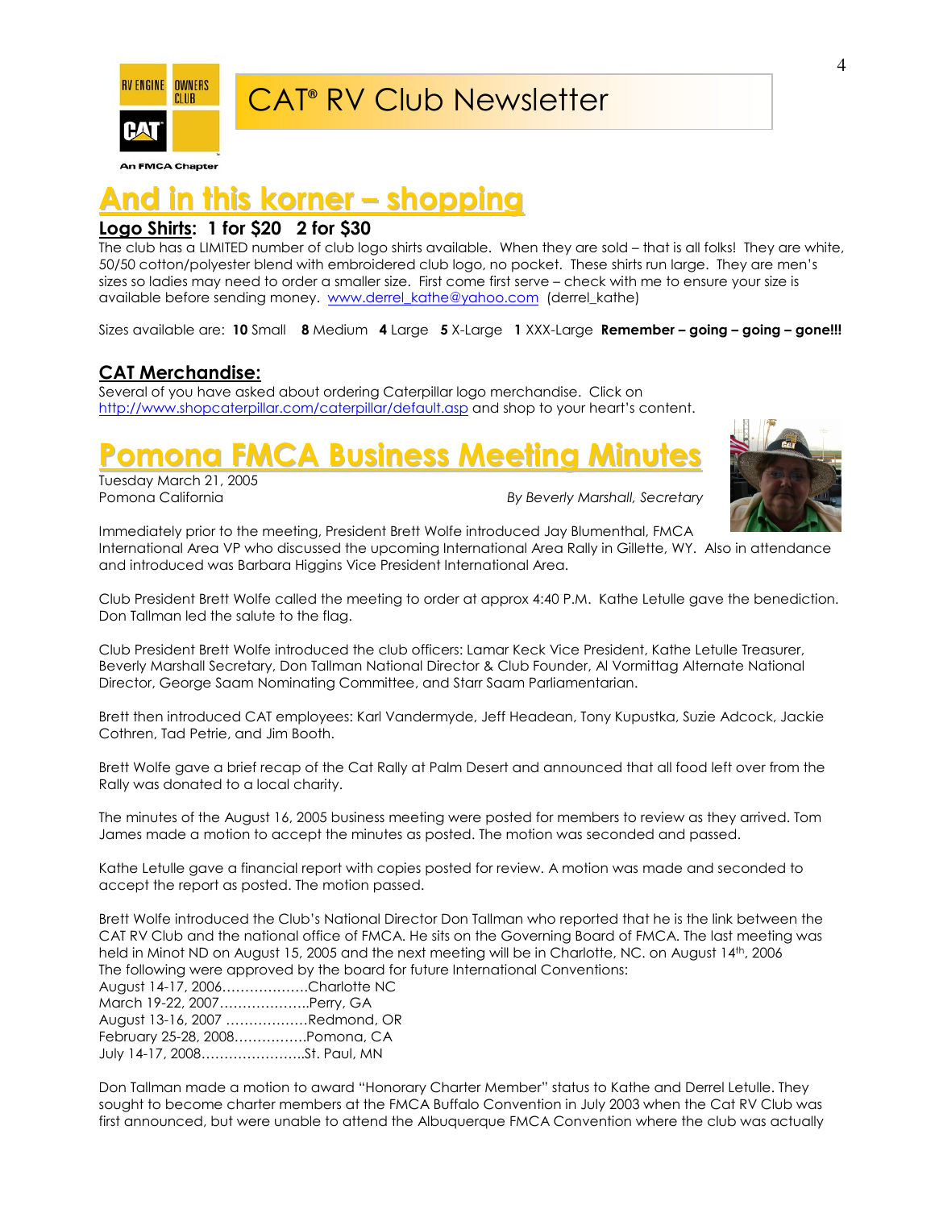CAT® RV Club Newsletter

# And in this korner – shopping

**Logo Shirts: 1 for $20 2 for $30**

The club has a LIMITED number of club logo shirts available. When they are sold – that is all folks! They are white, 50/50 cotton/polyester blend with embroidered club logo, no pocket. These shirts run large. They are men's sizes so ladies may need to order a smaller size. First come first serve – check with me to ensure your size is available before sending money. www.derrel_kathe@yahoo.com (derrel_kathe)

Sizes available are: **10** Small **8** Medium **4** Large **5** X-Large **1** XXX-Large **Remember – going – going – gone!!!**

**CAT Merchandise:**

Several of you have asked about ordering Caterpillar logo merchandise. Click on http://www.shopcaterpillar.com/caterpillar/default.asp and shop to your heart's content.

# Pomona FMCA Business Meeting Minutes

Tuesday March 21, 2005
Pomona California

*By Beverly Marshall, Secretary*

Immediately prior to the meeting, President Brett Wolfe introduced Jay Blumenthal, FMCA International Area VP who discussed the upcoming International Area Rally in Gillette, WY. Also in attendance and introduced was Barbara Higgins Vice President International Area.

Club President Brett Wolfe called the meeting to order at approx 4:40 P.M. Kathe Letulle gave the benediction. Don Tallman led the salute to the flag.

Club President Brett Wolfe introduced the club officers: Lamar Keck Vice President, Kathe Letulle Treasurer, Beverly Marshall Secretary, Don Tallman National Director & Club Founder, Al Vormittag Alternate National Director, George Saam Nominating Committee, and Starr Saam Parliamentarian.

Brett then introduced CAT employees: Karl Vandermyde, Jeff Headean, Tony Kupustka, Suzie Adcock, Jackie Cothren, Tad Petrie, and Jim Booth.

Brett Wolfe gave a brief recap of the Cat Rally at Palm Desert and announced that all food left over from the Rally was donated to a local charity.

The minutes of the August 16, 2005 business meeting were posted for members to review as they arrived. Tom James made a motion to accept the minutes as posted. The motion was seconded and passed.

Kathe Letulle gave a financial report with copies posted for review. A motion was made and seconded to accept the report as posted. The motion passed.

Brett Wolfe introduced the Club's National Director Don Tallman who reported that he is the link between the CAT RV Club and the national office of FMCA. He sits on the Governing Board of FMCA. The last meeting was held in Minot ND on August 15, 2005 and the next meeting will be in Charlotte, NC. on August 14th, 2006

The following were approved by the board for future International Conventions:

August 14-17, 2006……………….Charlotte NC
March 19-22, 2007………………..Perry, GA
August 13-16, 2007 ………………Redmond, OR
February 25-28, 2008…………….Pomona, CA
July 14-17, 2008…………………..St. Paul, MN

Don Tallman made a motion to award "Honorary Charter Member" status to Kathe and Derrel Letulle. They sought to become charter members at the FMCA Buffalo Convention in July 2003 when the Cat RV Club was first announced, but were unable to attend the Albuquerque FMCA Convention where the club was actually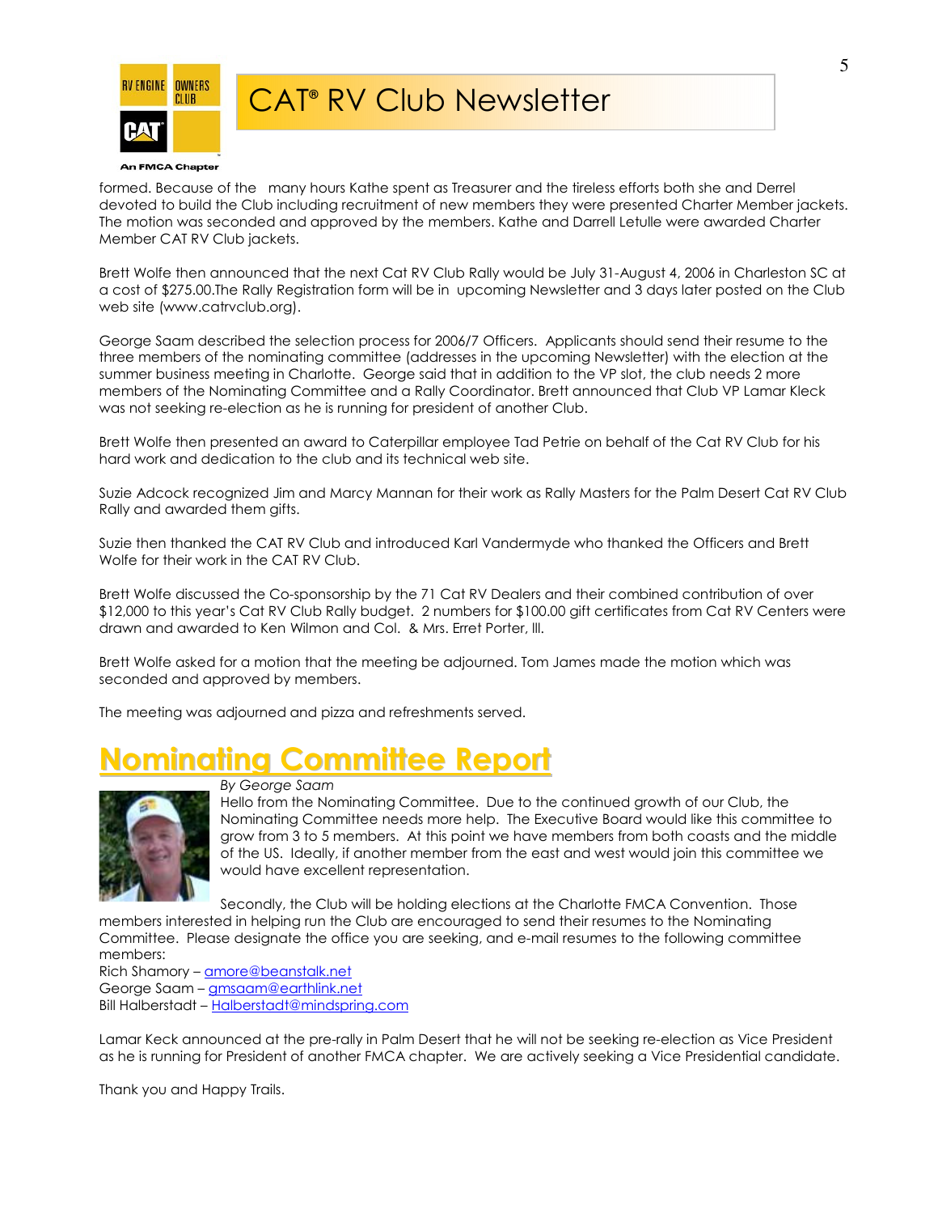formed. Because of the many hours Kathe spent as Treasurer and the tireless efforts both she and Derrel devoted to build the Club including recruitment of new members they were presented Charter Member jackets. The motion was seconded and approved by the members. Kathe and Darrell Letulle were awarded Charter Member CAT RV Club jackets.

Brett Wolfe then announced that the next Cat RV Club Rally would be July 31-August 4, 2006 in Charleston SC at a cost of $275.00.The Rally Registration form will be in upcoming Newsletter and 3 days later posted on the Club web site (www.catrvclub.org).

George Saam described the selection process for 2006/7 Officers. Applicants should send their resume to the three members of the nominating committee (addresses in the upcoming Newsletter) with the election at the summer business meeting in Charlotte. George said that in addition to the VP slot, the club needs 2 more members of the Nominating Committee and a Rally Coordinator. Brett announced that Club VP Lamar Kleck was not seeking re-election as he is running for president of another Club.

Brett Wolfe then presented an award to Caterpillar employee Tad Petrie on behalf of the Cat RV Club for his hard work and dedication to the club and its technical web site.

Suzie Adcock recognized Jim and Marcy Mannan for their work as Rally Masters for the Palm Desert Cat RV Club Rally and awarded them gifts.

Suzie then thanked the CAT RV Club and introduced Karl Vandermyde who thanked the Officers and Brett Wolfe for their work in the CAT RV Club.

Brett Wolfe discussed the Co-sponsorship by the 71 Cat RV Dealers and their combined contribution of over $12,000 to this year's Cat RV Club Rally budget. 2 numbers for $100.00 gift certificates from Cat RV Centers were drawn and awarded to Ken Wilmon and Col. & Mrs. Erret Porter, III.

Brett Wolfe asked for a motion that the meeting be adjourned. Tom James made the motion which was seconded and approved by members.

The meeting was adjourned and pizza and refreshments served.

# Nominating Committee Report

*By George Saam*

Hello from the Nominating Committee. Due to the continued growth of our Club, the Nominating Committee needs more help. The Executive Board would like this committee to grow from 3 to 5 members. At this point we have members from both coasts and the middle of the US. Ideally, if another member from the east and west would join this committee we would have excellent representation.

Secondly, the Club will be holding elections at the Charlotte FMCA Convention. Those members interested in helping run the Club are encouraged to send their resumes to the Nominating Committee. Please designate the office you are seeking, and e-mail resumes to the following committee members:

Rich Shamory – amore@beanstalk.net
George Saam – gmsaam@earthlink.net
Bill Halberstadt – Halberstadt@mindspring.com

Lamar Keck announced at the pre-rally in Palm Desert that he will not be seeking re-election as Vice President as he is running for President of another FMCA chapter. We are actively seeking a Vice Presidential candidate.

Thank you and Happy Trails.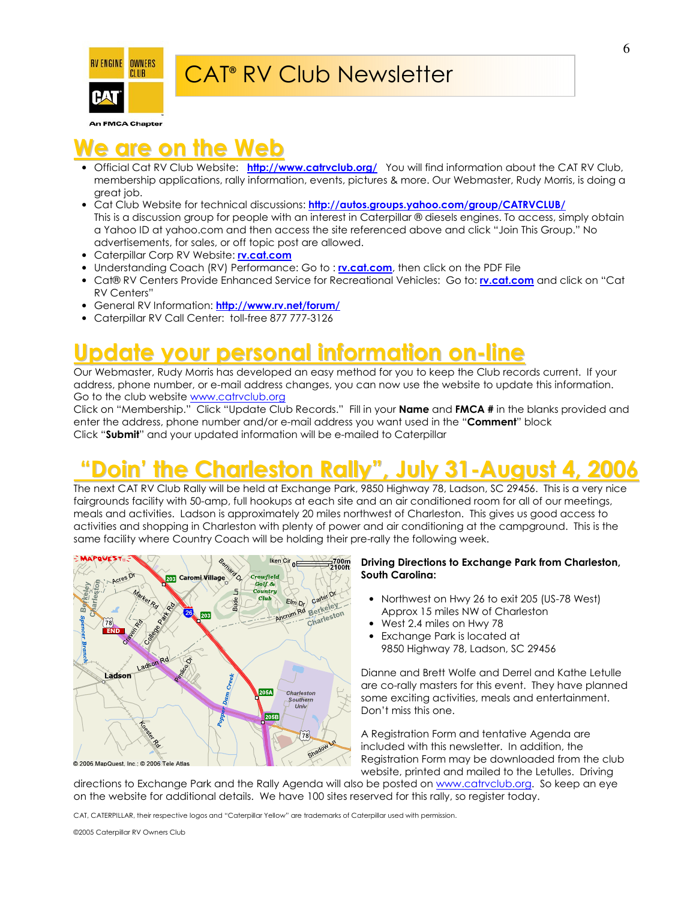# CAT® RV Club Newsletter

An FMCA Chapter

## We are on the Web

- Official Cat RV Club Website: **http://www.catrvclub.org/** You will find information about the CAT RV Club, membership applications, rally information, events, pictures & more. Our Webmaster, Rudy Morris, is doing a great job.
- Cat Club Website for technical discussions: **http://autos.groups.yahoo.com/group/CATRVCLUB/**
  This is a discussion group for people with an interest in Caterpillar ® diesels engines. To access, simply obtain a Yahoo ID at yahoo.com and then access the site referenced above and click "Join This Group." No advertisements, for sales, or off topic post are allowed.
- Caterpillar Corp RV Website: **rv.cat.com**
- Understanding Coach (RV) Performance: Go to : **rv.cat.com**, then click on the PDF File
- Cat® RV Centers Provide Enhanced Service for Recreational Vehicles: Go to: **rv.cat.com** and click on "Cat RV Centers"
- General RV Information: **http://www.rv.net/forum/**
- Caterpillar RV Call Center: toll-free 877 777-3126

## Update your personal information on-line

Our Webmaster, Rudy Morris has developed an easy method for you to keep the Club records current. If your address, phone number, or e-mail address changes, you can now use the website to update this information. Go to the club website www.catrvclub.org

Click on "Membership." Click "Update Club Records." Fill in your **Name** and **FMCA #** in the blanks provided and enter the address, phone number and/or e-mail address you want used in the "**Comment**" block

Click "**Submit**" and your updated information will be e-mailed to Caterpillar

## "Doin' the Charleston Rally", July 31-August 4, 2006

The next CAT RV Club Rally will be held at Exchange Park, 9850 Highway 78, Ladson, SC 29456. This is a very nice fairgrounds facility with 50-amp, full hookups at each site and an air conditioned room for all of our meetings, meals and activities. Ladson is approximately 20 miles northwest of Charleston. This gives us good access to activities and shopping in Charleston with plenty of power and air conditioning at the campground. This is the same facility where Country Coach will be holding their pre-rally the following week.

**Driving Directions to Exchange Park from Charleston, South Carolina:**

- Northwest on Hwy 26 to exit 205 (US-78 West) Approx 15 miles NW of Charleston
- West 2.4 miles on Hwy 78
- Exchange Park is located at 9850 Highway 78, Ladson, SC 29456

Dianne and Brett Wolfe and Derrel and Kathe Letulle are co-rally masters for this event. They have planned some exciting activities, meals and entertainment. Don't miss this one.

A Registration Form and tentative Agenda are included with this newsletter. In addition, the Registration Form may be downloaded from the club website, printed and mailed to the Letulles. Driving directions to Exchange Park and the Rally Agenda will also be posted on www.catrvclub.org. So keep an eye on the website for additional details. We have 100 sites reserved for this rally, so register today.

CAT, CATERPILLAR, their respective logos and "Caterpillar Yellow" are trademarks of Caterpillar used with permission.

©2005 Caterpillar RV Owners Club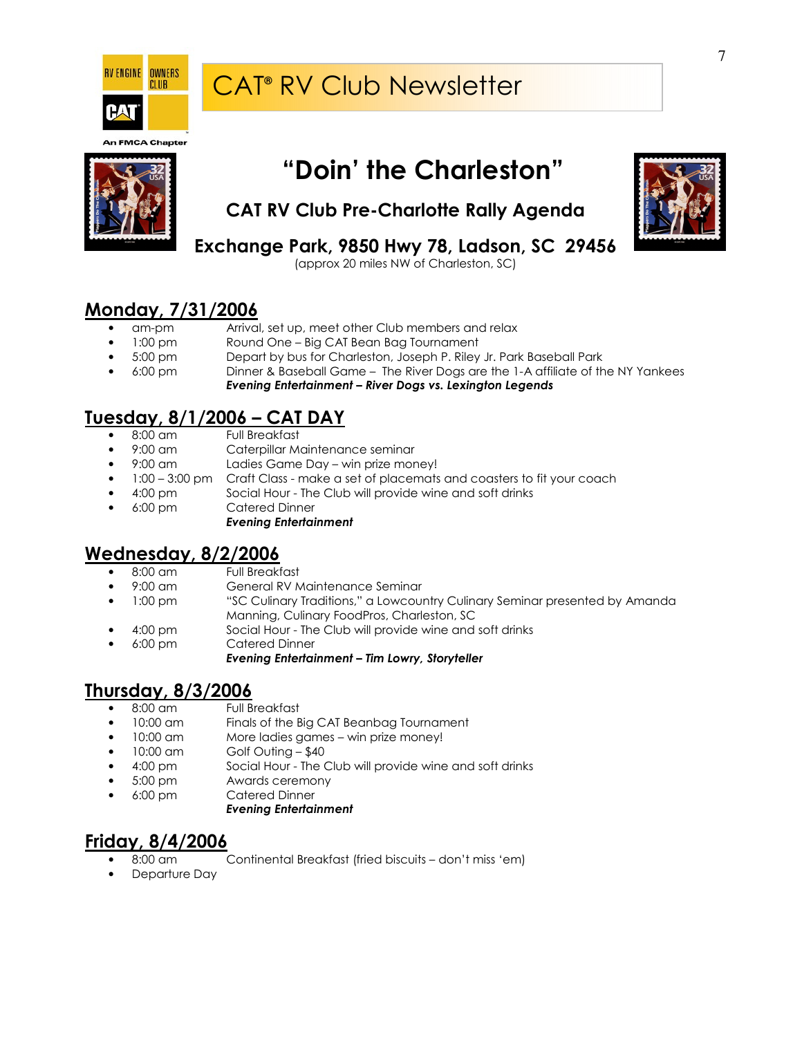# CAT® RV Club Newsletter

## "Doin' the Charleston"

### CAT RV Club Pre-Charlotte Rally Agenda

### Exchange Park, 9850 Hwy 78, Ladson, SC 29456

(approx 20 miles NW of Charleston, SC)

## Monday, 7/31/2006

- am-pm — Arrival, set up, meet other Club members and relax
- 1:00 pm — Round One – Big CAT Bean Bag Tournament
- 5:00 pm — Depart by bus for Charleston, Joseph P. Riley Jr. Park Baseball Park
- 6:00 pm — Dinner & Baseball Game – The River Dogs are the 1-A affiliate of the NY Yankees
  ***Evening Entertainment – River Dogs vs. Lexington Legends***

## Tuesday, 8/1/2006 – CAT DAY

- 8:00 am — Full Breakfast
- 9:00 am — Caterpillar Maintenance seminar
- 9:00 am — Ladies Game Day – win prize money!
- 1:00 – 3:00 pm — Craft Class - make a set of placemats and coasters to fit your coach
- 4:00 pm — Social Hour - The Club will provide wine and soft drinks
- 6:00 pm — Catered Dinner
  ***Evening Entertainment***

## Wednesday, 8/2/2006

- 8:00 am — Full Breakfast
- 9:00 am — General RV Maintenance Seminar
- 1:00 pm — "SC Culinary Traditions," a Lowcountry Culinary Seminar presented by Amanda Manning, Culinary FoodPros, Charleston, SC
- 4:00 pm — Social Hour - The Club will provide wine and soft drinks
- 6:00 pm — Catered Dinner
  ***Evening Entertainment – Tim Lowry, Storyteller***

## Thursday, 8/3/2006

- 8:00 am — Full Breakfast
- 10:00 am — Finals of the Big CAT Beanbag Tournament
- 10:00 am — More ladies games – win prize money!
- 10:00 am — Golf Outing – $40
- 4:00 pm — Social Hour - The Club will provide wine and soft drinks
- 5:00 pm — Awards ceremony
- 6:00 pm — Catered Dinner
  ***Evening Entertainment***

## Friday, 8/4/2006

- 8:00 am — Continental Breakfast (fried biscuits – don't miss 'em)
- Departure Day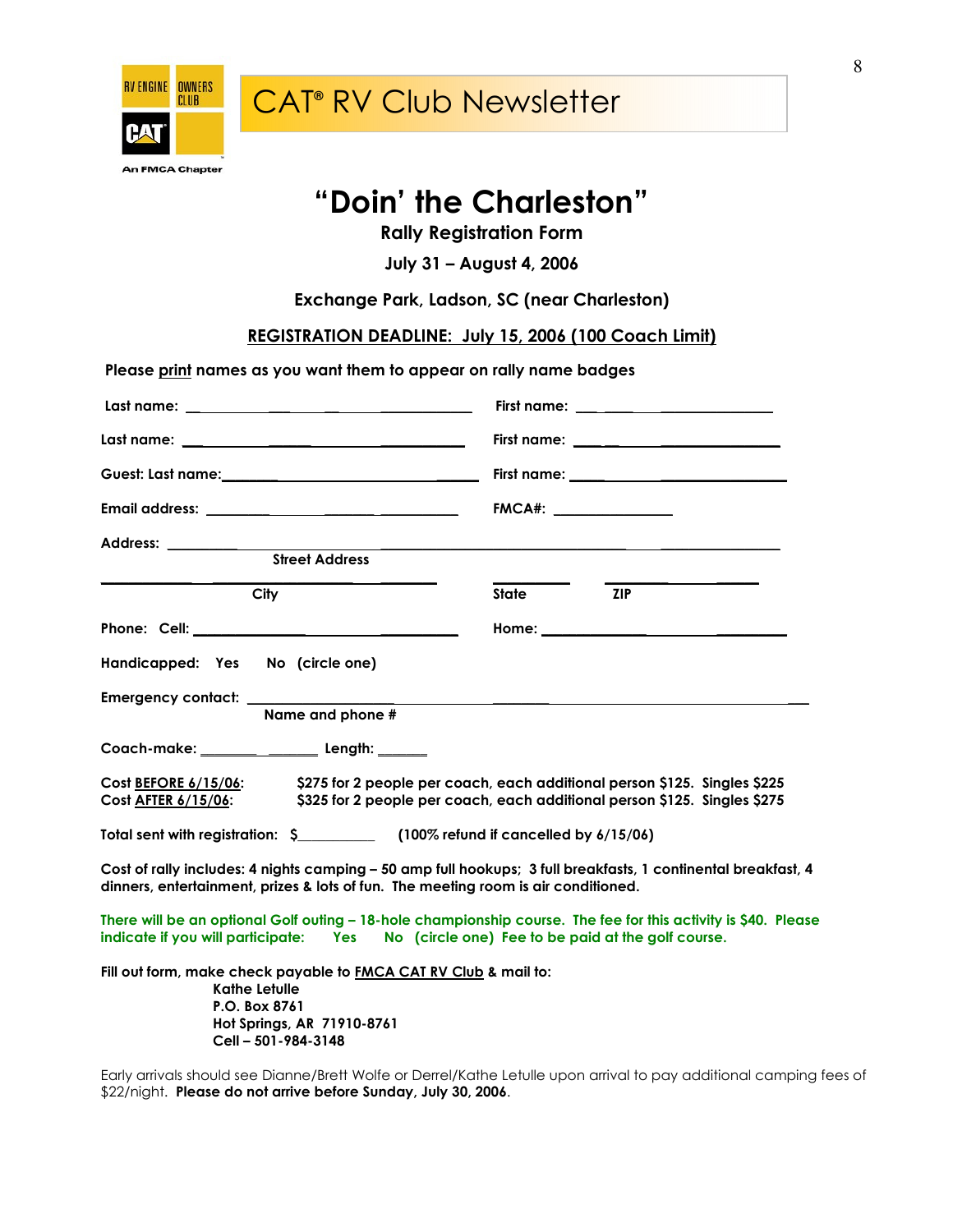CAT® RV Club Newsletter

RV ENGINE OWNERS CLUB
An FMCA Chapter

# "Doin' the Charleston"

**Rally Registration Form**

**July 31 – August 4, 2006**

**Exchange Park, Ladson, SC (near Charleston)**

**REGISTRATION DEADLINE: July 15, 2006 (100 Coach Limit)**

**Please print names as you want them to appear on rally name badges**

**Last name:** ______________________________ **First name:** ______________________

**Last name:** ______________________________ **First name:** ______________________

**Guest: Last name:**___________________________ **First name:** ______________________

**Email address:** ___________________________ **FMCA#:** _______________

**Address:** _______________________________________________________________
Street Address

_______________________________________ ___________ _______________
City State ZIP

**Phone: Cell:** ___________________________ **Home:** ______________________

**Handicapped: Yes No (circle one)**

**Emergency contact:** _______________________________________________________
Name and phone #

**Coach-make:** _______________ **Length:** _______

**Cost BEFORE 6/15/06:** $275 for 2 people per coach, each additional person $125. Singles $225
**Cost AFTER 6/15/06:** $325 for 2 people per coach, each additional person $125. Singles $275

**Total sent with registration: $**__________ **(100% refund if cancelled by 6/15/06)**

**Cost of rally includes: 4 nights camping – 50 amp full hookups; 3 full breakfasts, 1 continental breakfast, 4 dinners, entertainment, prizes & lots of fun. The meeting room is air conditioned.**

**There will be an optional Golf outing – 18-hole championship course. The fee for this activity is $40. Please indicate if you will participate: Yes No (circle one) Fee to be paid at the golf course.**

**Fill out form, make check payable to FMCA CAT RV Club & mail to:**
**Kathe Letulle**
**P.O. Box 8761**
**Hot Springs, AR 71910-8761**
**Cell – 501-984-3148**

Early arrivals should see Dianne/Brett Wolfe or Derrel/Kathe Letulle upon arrival to pay additional camping fees of $22/night. **Please do not arrive before Sunday, July 30, 2006**.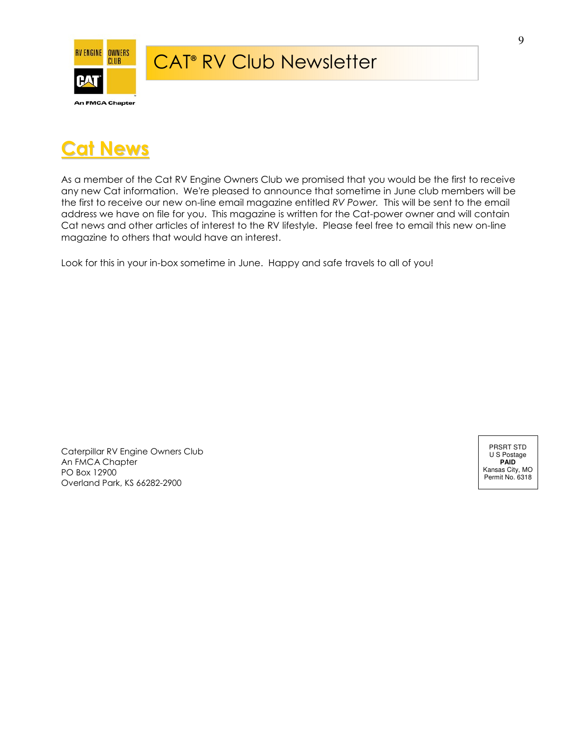# CAT® RV Club Newsletter

## Cat News

As a member of the Cat RV Engine Owners Club we promised that you would be the first to receive any new Cat information. We're pleased to announce that sometime in June club members will be the first to receive our new on-line email magazine entitled *RV Power.* This will be sent to the email address we have on file for you. This magazine is written for the Cat-power owner and will contain Cat news and other articles of interest to the RV lifestyle. Please feel free to email this new on-line magazine to others that would have an interest.

Look for this in your in-box sometime in June. Happy and safe travels to all of you!

Caterpillar RV Engine Owners Club
An FMCA Chapter
PO Box 12900
Overland Park, KS 66282-2900

PRSRT STD
U S Postage
**PAID**
Kansas City, MO
Permit No. 6318